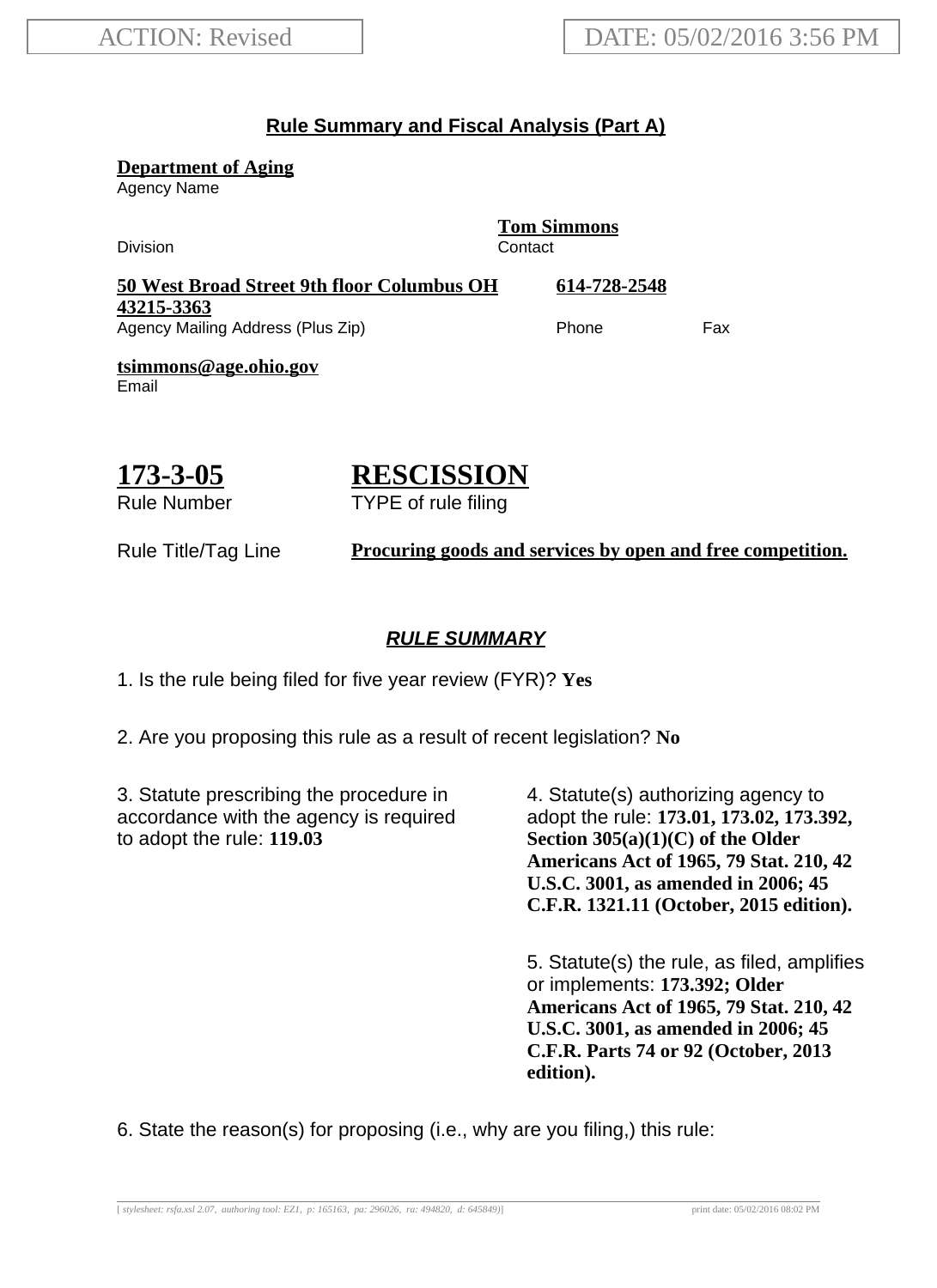ACTION: Revised

DATE: 05/02/2016 3:56 PM

## Rule Summary and Fiscal Analysis (Part A)

**Department of Aging**
Agency Name

Division

**Tom Simmons**
Contact

**50 West Broad Street 9th floor Columbus OH 43215-3363**
Agency Mailing Address (Plus Zip)

**614-728-2548**
Phone

Fax

**tsimmons@age.ohio.gov**
Email

**173-3-05**
Rule Number

**RESCISSION**
TYPE of rule filing

Rule Title/Tag Line **Procuring goods and services by open and free competition.**

### *RULE SUMMARY*

1. Is the rule being filed for five year review (FYR)? **Yes**

2. Are you proposing this rule as a result of recent legislation? **No**

3. Statute prescribing the procedure in accordance with the agency is required to adopt the rule: **119.03**

4. Statute(s) authorizing agency to adopt the rule: **173.01, 173.02, 173.392, Section 305(a)(1)(C) of the Older Americans Act of 1965, 79 Stat. 210, 42 U.S.C. 3001, as amended in 2006; 45 C.F.R. 1321.11 (October, 2015 edition).**

5. Statute(s) the rule, as filed, amplifies or implements: **173.392; Older Americans Act of 1965, 79 Stat. 210, 42 U.S.C. 3001, as amended in 2006; 45 C.F.R. Parts 74 or 92 (October, 2013 edition).**

6. State the reason(s) for proposing (i.e., why are you filing,) this rule: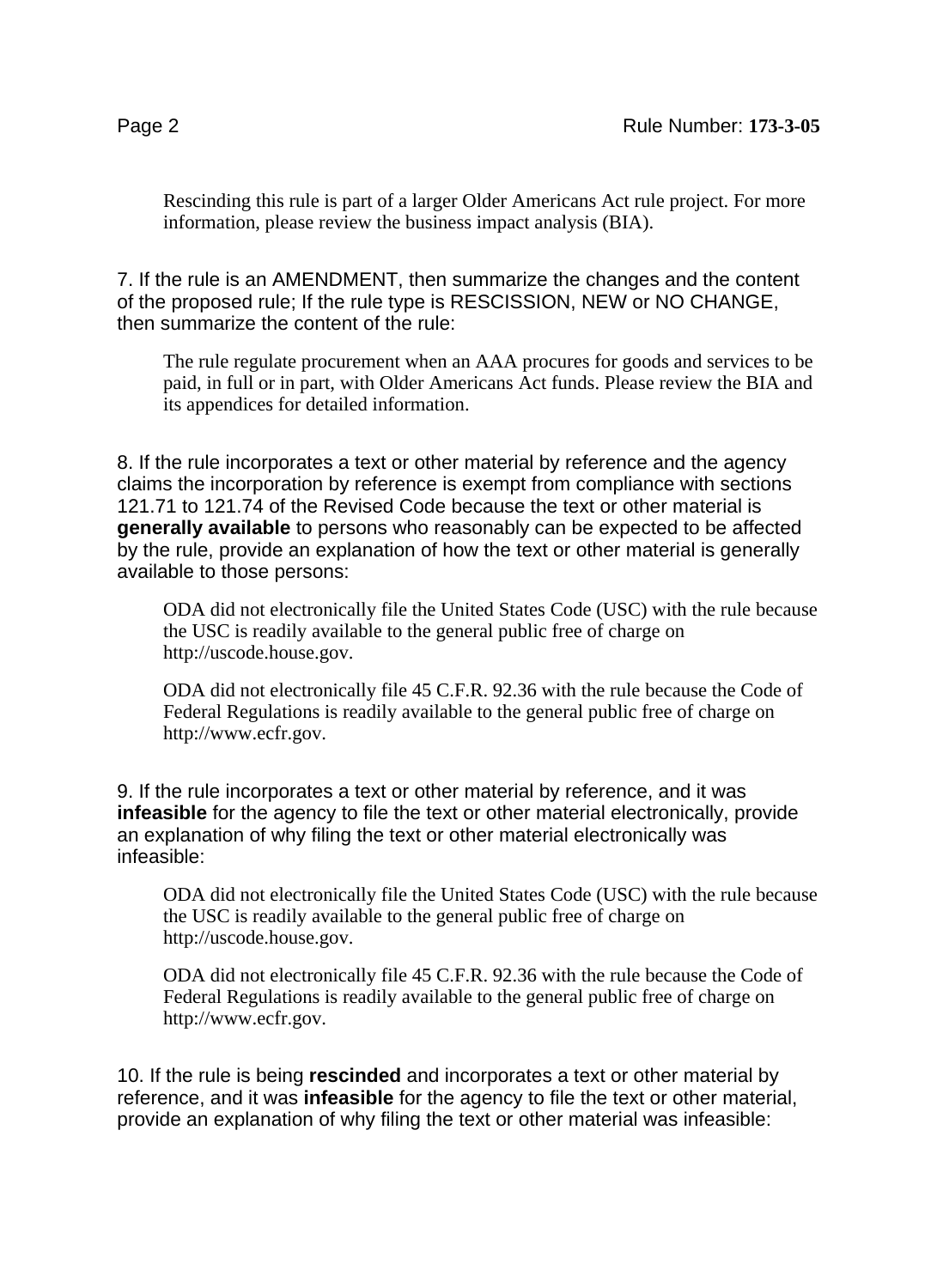Rescinding this rule is part of a larger Older Americans Act rule project. For more information, please review the business impact analysis (BIA).

7. If the rule is an AMENDMENT, then summarize the changes and the content of the proposed rule; If the rule type is RESCISSION, NEW or NO CHANGE, then summarize the content of the rule:

The rule regulate procurement when an AAA procures for goods and services to be paid, in full or in part, with Older Americans Act funds. Please review the BIA and its appendices for detailed information.

8. If the rule incorporates a text or other material by reference and the agency claims the incorporation by reference is exempt from compliance with sections 121.71 to 121.74 of the Revised Code because the text or other material is **generally available** to persons who reasonably can be expected to be affected by the rule, provide an explanation of how the text or other material is generally available to those persons:

ODA did not electronically file the United States Code (USC) with the rule because the USC is readily available to the general public free of charge on http://uscode.house.gov.

ODA did not electronically file 45 C.F.R. 92.36 with the rule because the Code of Federal Regulations is readily available to the general public free of charge on http://www.ecfr.gov.

9. If the rule incorporates a text or other material by reference, and it was **infeasible** for the agency to file the text or other material electronically, provide an explanation of why filing the text or other material electronically was infeasible:

ODA did not electronically file the United States Code (USC) with the rule because the USC is readily available to the general public free of charge on http://uscode.house.gov.

ODA did not electronically file 45 C.F.R. 92.36 with the rule because the Code of Federal Regulations is readily available to the general public free of charge on http://www.ecfr.gov.

10. If the rule is being **rescinded** and incorporates a text or other material by reference, and it was **infeasible** for the agency to file the text or other material, provide an explanation of why filing the text or other material was infeasible: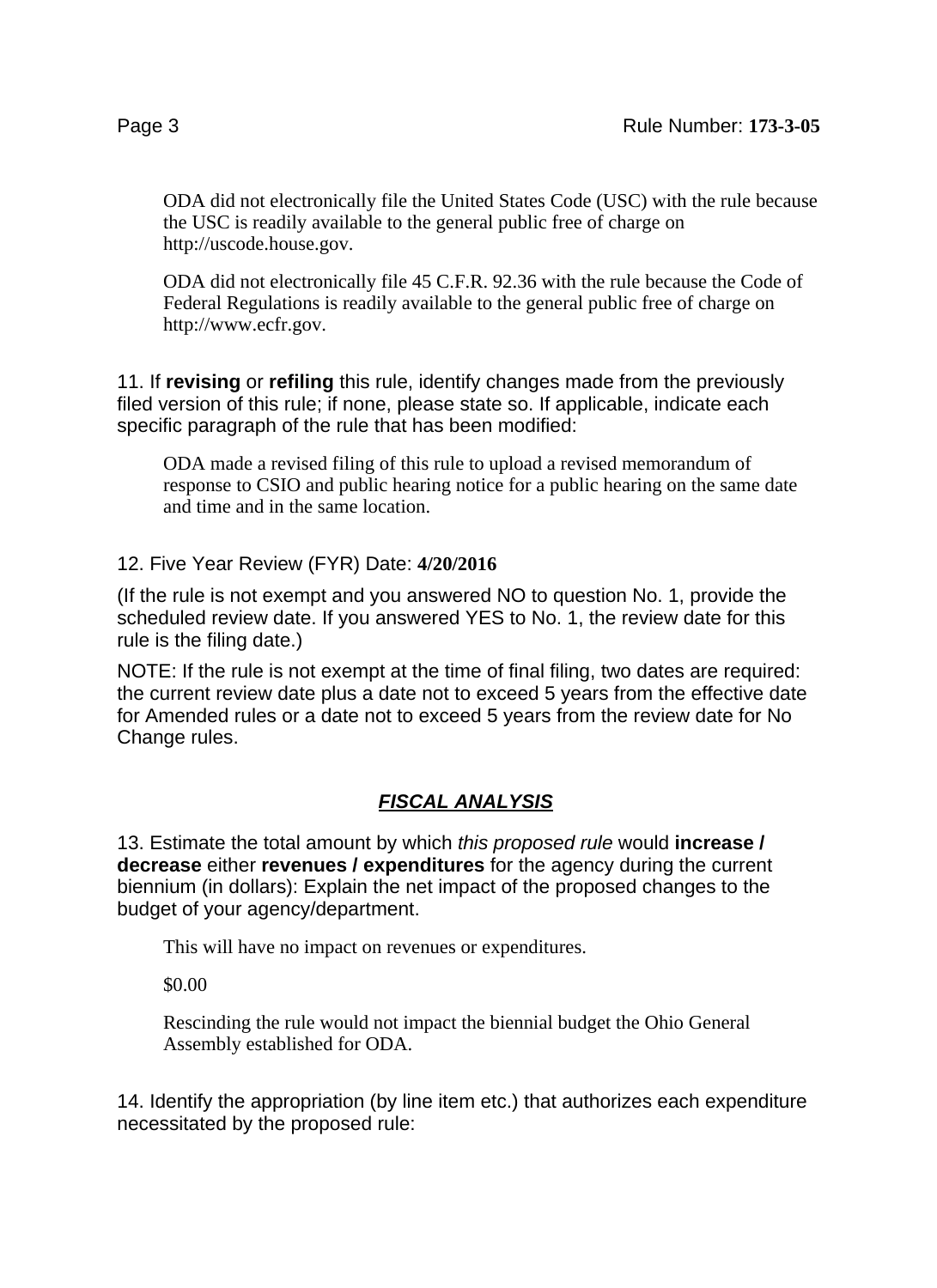ODA did not electronically file the United States Code (USC) with the rule because the USC is readily available to the general public free of charge on http://uscode.house.gov.

ODA did not electronically file 45 C.F.R. 92.36 with the rule because the Code of Federal Regulations is readily available to the general public free of charge on http://www.ecfr.gov.

11. If **revising** or **refiling** this rule, identify changes made from the previously filed version of this rule; if none, please state so. If applicable, indicate each specific paragraph of the rule that has been modified:

ODA made a revised filing of this rule to upload a revised memorandum of response to CSIO and public hearing notice for a public hearing on the same date and time and in the same location.

12. Five Year Review (FYR) Date: **4/20/2016**

(If the rule is not exempt and you answered NO to question No. 1, provide the scheduled review date. If you answered YES to No. 1, the review date for this rule is the filing date.)

NOTE: If the rule is not exempt at the time of final filing, two dates are required: the current review date plus a date not to exceed 5 years from the effective date for Amended rules or a date not to exceed 5 years from the review date for No Change rules.

## ***FISCAL ANALYSIS***

13. Estimate the total amount by which *this proposed rule* would **increase / decrease** either **revenues / expenditures** for the agency during the current biennium (in dollars): Explain the net impact of the proposed changes to the budget of your agency/department.

This will have no impact on revenues or expenditures.

$0.00

Rescinding the rule would not impact the biennial budget the Ohio General Assembly established for ODA.

14. Identify the appropriation (by line item etc.) that authorizes each expenditure necessitated by the proposed rule: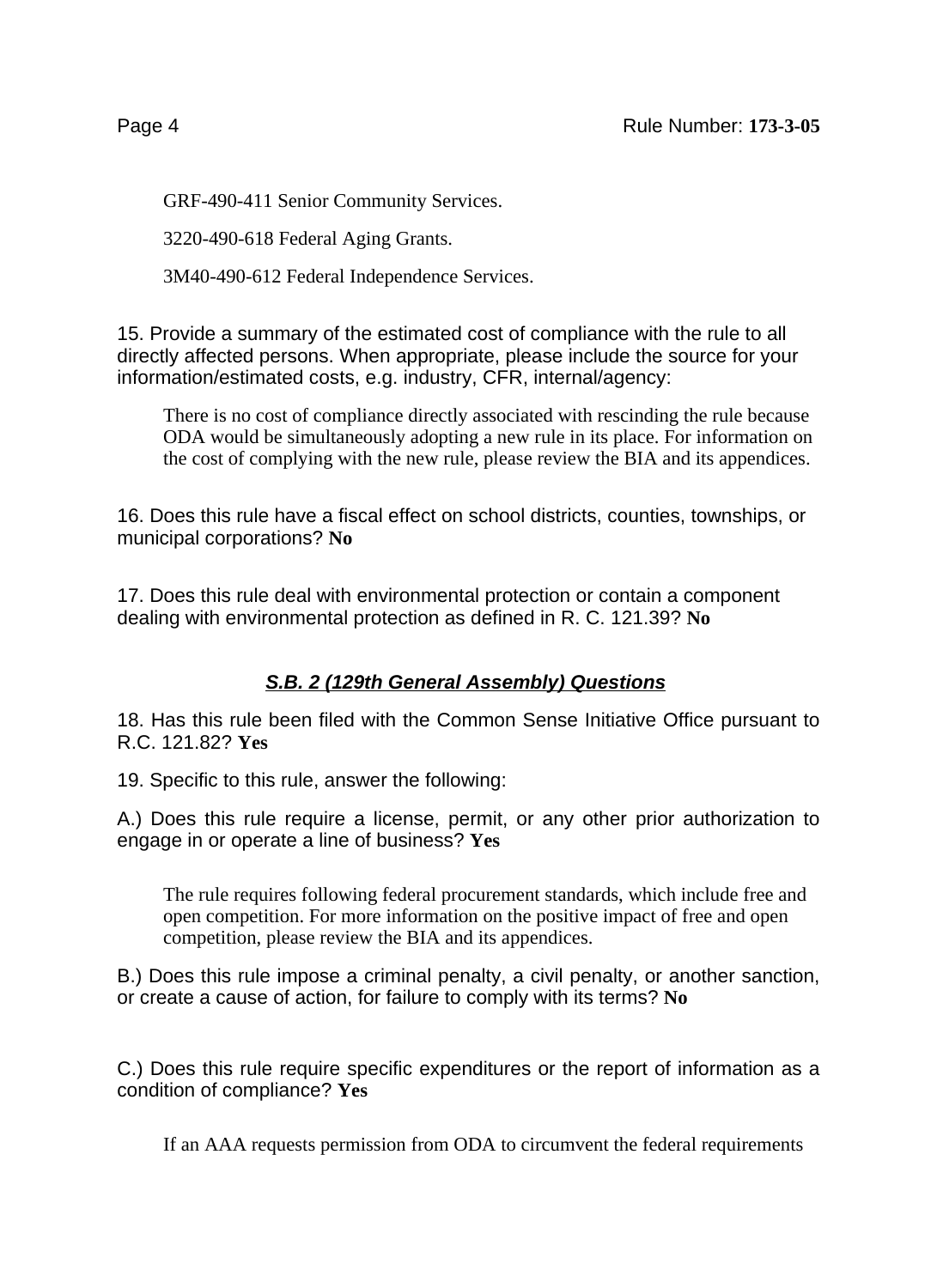GRF-490-411 Senior Community Services.

3220-490-618 Federal Aging Grants.

3M40-490-612 Federal Independence Services.

15. Provide a summary of the estimated cost of compliance with the rule to all directly affected persons. When appropriate, please include the source for your information/estimated costs, e.g. industry, CFR, internal/agency:

> There is no cost of compliance directly associated with rescinding the rule because ODA would be simultaneously adopting a new rule in its place. For information on the cost of complying with the new rule, please review the BIA and its appendices.

16. Does this rule have a fiscal effect on school districts, counties, townships, or municipal corporations? **No**

17. Does this rule deal with environmental protection or contain a component dealing with environmental protection as defined in R. C. 121.39? **No**

## ***S.B. 2 (129th General Assembly) Questions***

18. Has this rule been filed with the Common Sense Initiative Office pursuant to R.C. 121.82? **Yes**

19. Specific to this rule, answer the following:

A.) Does this rule require a license, permit, or any other prior authorization to engage in or operate a line of business? **Yes**

> The rule requires following federal procurement standards, which include free and open competition. For more information on the positive impact of free and open competition, please review the BIA and its appendices.

B.) Does this rule impose a criminal penalty, a civil penalty, or another sanction, or create a cause of action, for failure to comply with its terms? **No**

C.) Does this rule require specific expenditures or the report of information as a condition of compliance? **Yes**

> If an AAA requests permission from ODA to circumvent the federal requirements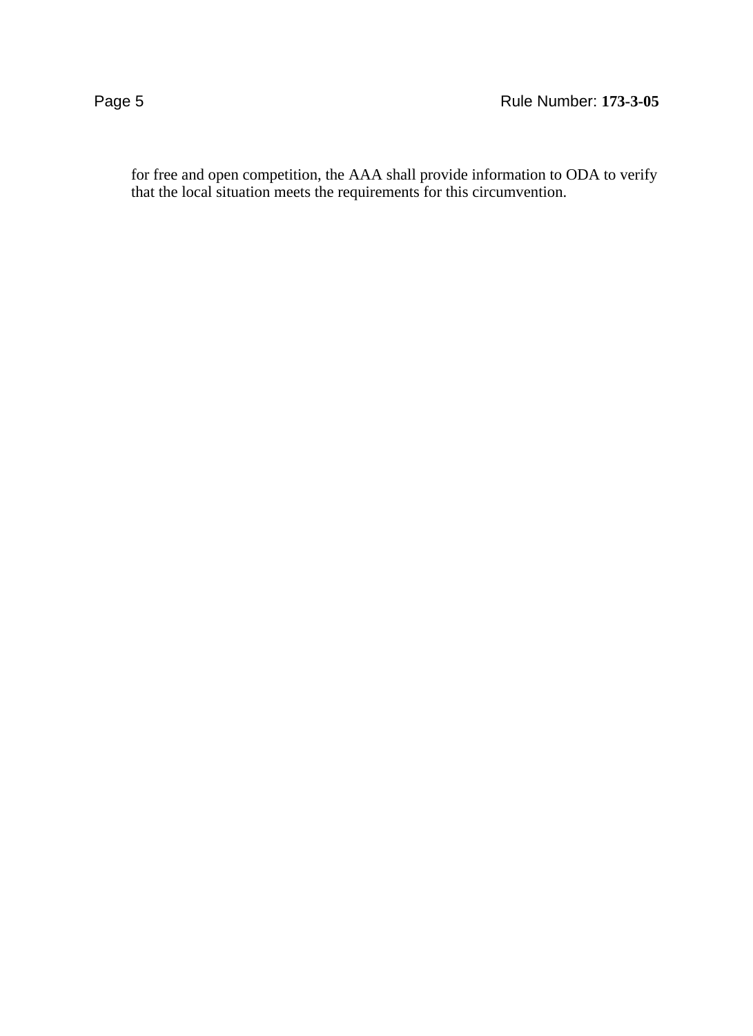for free and open competition, the AAA shall provide information to ODA to verify that the local situation meets the requirements for this circumvention.